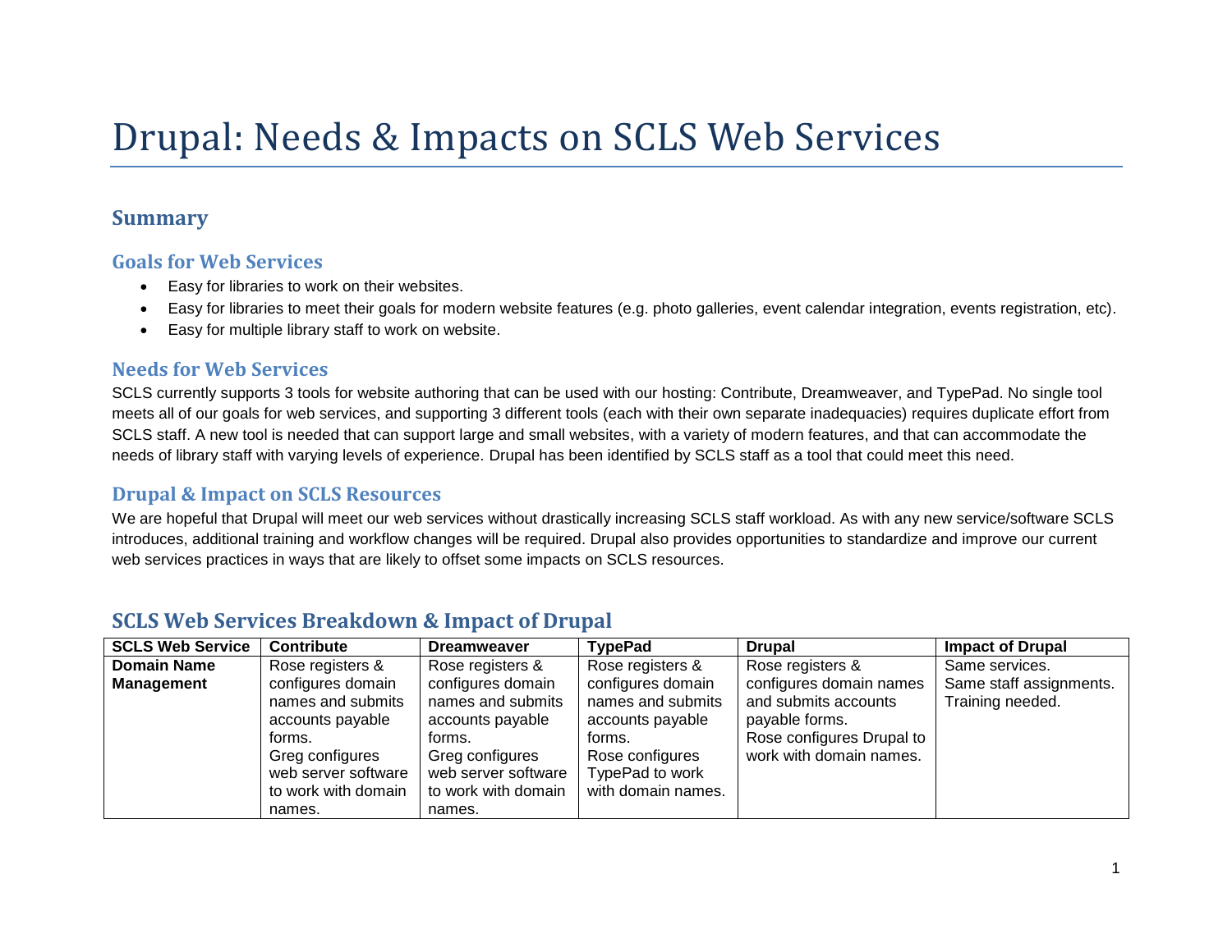# Drupal: Needs & Impacts on SCLS Web Services

## Summary

### Goals for Web Services

- Easy for libraries to work on their websites.
- Easy for libraries to meet their goals for modern website features (e.g. photo galleries, event calendar integration, events registration, etc).
- Easy for multiple library staff to work on website.

### Needs for Web Services

SCLS currently supports 3 tools for website authoring that can be used with our hosting: Contribute, Dreamweaver, and TypePad. No single tool meets all of our goals for web services, and supporting 3 different tools (each with their own separate inadequacies) requires duplicate effort from SCLS staff. A new tool is needed that can support large and small websites, with a variety of modern features, and that can accommodate the needs of library staff with varying levels of experience. Drupal has been identified by SCLS staff as a tool that could meet this need.

### Drupal & Impact on SCLS Resources

We are hopeful that Drupal will meet our web services without drastically increasing SCLS staff workload. As with any new service/software SCLS introduces, additional training and workflow changes will be required. Drupal also provides opportunities to standardize and improve our current web services practices in ways that are likely to offset some impacts on SCLS resources.

## SCLS Web Services Breakdown & Impact of Drupal

| SCLS Web Service | Contribute | Dreamweaver | TypePad | Drupal | Impact of Drupal |
|---|---|---|---|---|---|
| **Domain Name Management** | Rose registers & configures domain names and submits accounts payable forms. Greg configures web server software to work with domain names. | Rose registers & configures domain names and submits accounts payable forms. Greg configures web server software to work with domain names. | Rose registers & configures domain names and submits accounts payable forms. Rose configures TypePad to work with domain names. | Rose registers & configures domain names and submits accounts payable forms. Rose configures Drupal to work with domain names. | Same services. Same staff assignments. Training needed. |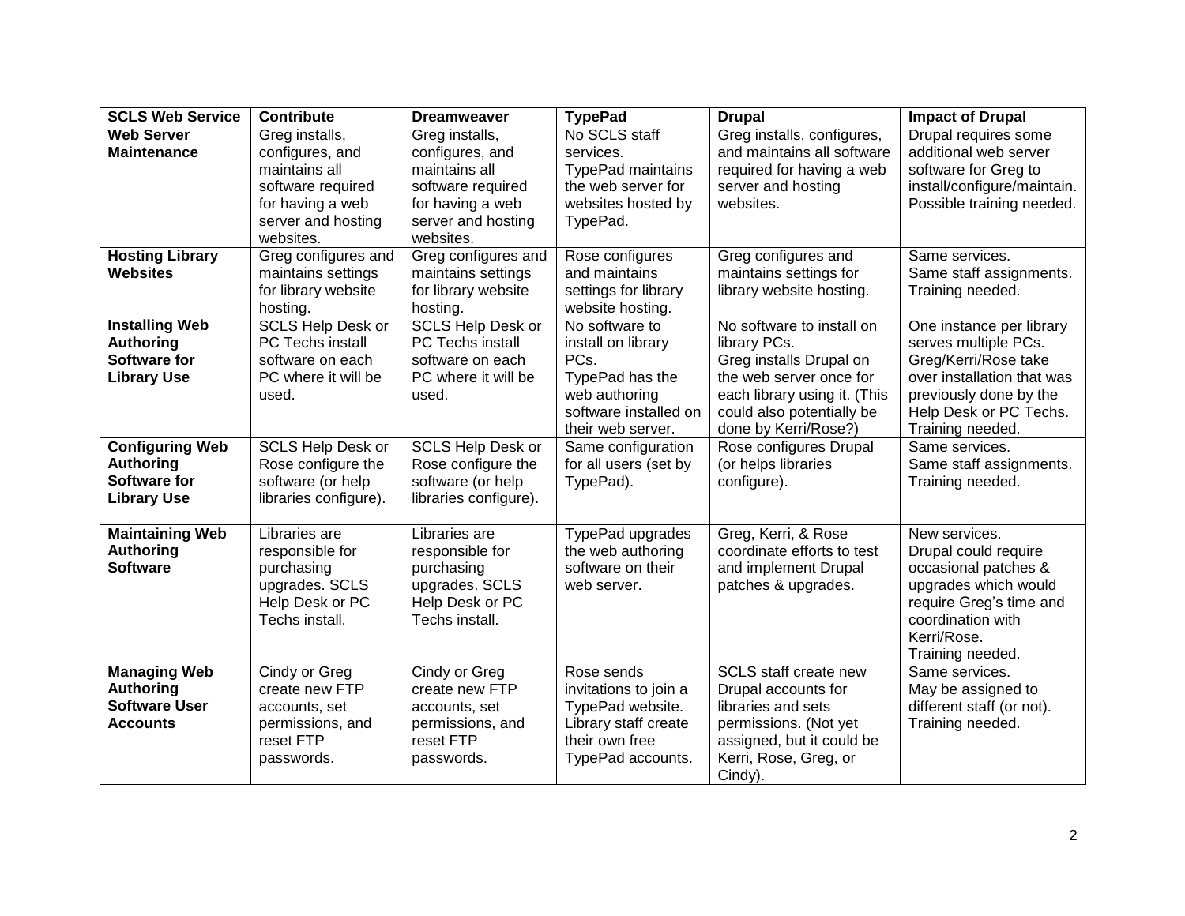| SCLS Web Service | Contribute | Dreamweaver | TypePad | Drupal | Impact of Drupal |
|---|---|---|---|---|---|
| **Web Server Maintenance** | Greg installs, configures, and maintains all software required for having a web server and hosting websites. | Greg installs, configures, and maintains all software required for having a web server and hosting websites. | No SCLS staff services. TypePad maintains the web server for websites hosted by TypePad. | Greg installs, configures, and maintains all software required for having a web server and hosting websites. | Drupal requires some additional web server software for Greg to install/configure/maintain. Possible training needed. |
| **Hosting Library Websites** | Greg configures and maintains settings for library website hosting. | Greg configures and maintains settings for library website hosting. | Rose configures and maintains settings for library website hosting. | Greg configures and maintains settings for library website hosting. | Same services. Same staff assignments. Training needed. |
| **Installing Web Authoring Software for Library Use** | SCLS Help Desk or PC Techs install software on each PC where it will be used. | SCLS Help Desk or PC Techs install software on each PC where it will be used. | No software to install on library PCs. TypePad has the web authoring software installed on their web server. | No software to install on library PCs. Greg installs Drupal on the web server once for each library using it. (This could also potentially be done by Kerri/Rose?) | One instance per library serves multiple PCs. Greg/Kerri/Rose take over installation that was previously done by the Help Desk or PC Techs. Training needed. |
| **Configuring Web Authoring Software for Library Use** | SCLS Help Desk or Rose configure the software (or help libraries configure). | SCLS Help Desk or Rose configure the software (or help libraries configure). | Same configuration for all users (set by TypePad). | Rose configures Drupal (or helps libraries configure). | Same services. Same staff assignments. Training needed. |
| **Maintaining Web Authoring Software** | Libraries are responsible for purchasing upgrades. SCLS Help Desk or PC Techs install. | Libraries are responsible for purchasing upgrades. SCLS Help Desk or PC Techs install. | TypePad upgrades the web authoring software on their web server. | Greg, Kerri, & Rose coordinate efforts to test and implement Drupal patches & upgrades. | New services. Drupal could require occasional patches & upgrades which would require Greg's time and coordination with Kerri/Rose. Training needed. |
| **Managing Web Authoring Software User Accounts** | Cindy or Greg create new FTP accounts, set permissions, and reset FTP passwords. | Cindy or Greg create new FTP accounts, set permissions, and reset FTP passwords. | Rose sends invitations to join a TypePad website. Library staff create their own free TypePad accounts. | SCLS staff create new Drupal accounts for libraries and sets permissions. (Not yet assigned, but it could be Kerri, Rose, Greg, or Cindy). | Same services. May be assigned to different staff (or not). Training needed. |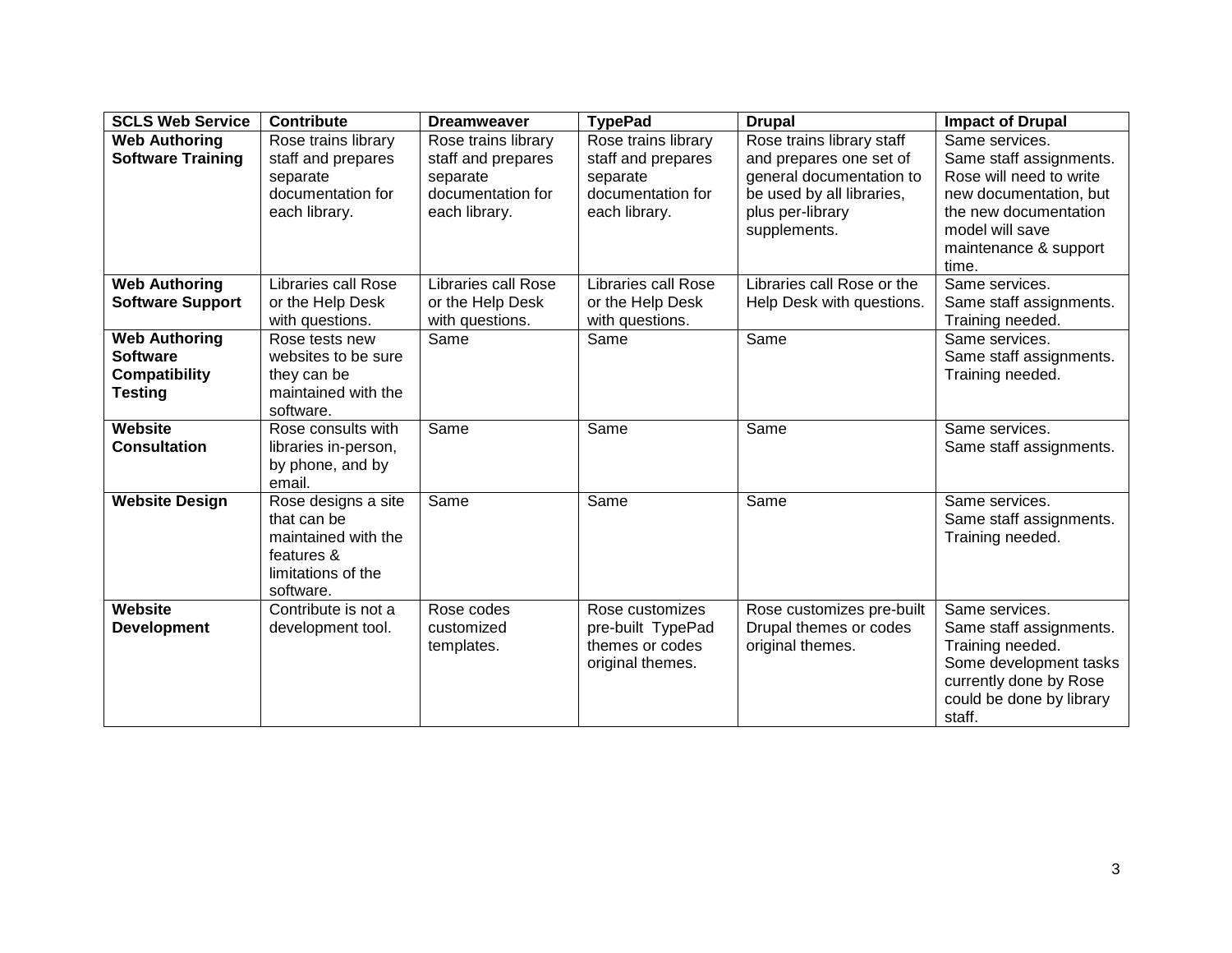| SCLS Web Service | Contribute | Dreamweaver | TypePad | Drupal | Impact of Drupal |
|---|---|---|---|---|---|
| **Web Authoring Software Training** | Rose trains library staff and prepares separate documentation for each library. | Rose trains library staff and prepares separate documentation for each library. | Rose trains library staff and prepares separate documentation for each library. | Rose trains library staff and prepares one set of general documentation to be used by all libraries, plus per-library supplements. | Same services. Same staff assignments. Rose will need to write new documentation, but the new documentation model will save maintenance & support time. |
| **Web Authoring Software Support** | Libraries call Rose or the Help Desk with questions. | Libraries call Rose or the Help Desk with questions. | Libraries call Rose or the Help Desk with questions. | Libraries call Rose or the Help Desk with questions. | Same services. Same staff assignments. Training needed. |
| **Web Authoring Software Compatibility Testing** | Rose tests new websites to be sure they can be maintained with the software. | Same | Same | Same | Same services. Same staff assignments. Training needed. |
| **Website Consultation** | Rose consults with libraries in-person, by phone, and by email. | Same | Same | Same | Same services. Same staff assignments. |
| **Website Design** | Rose designs a site that can be maintained with the features & limitations of the software. | Same | Same | Same | Same services. Same staff assignments. Training needed. |
| **Website Development** | Contribute is not a development tool. | Rose codes customized templates. | Rose customizes pre-built TypePad themes or codes original themes. | Rose customizes pre-built Drupal themes or codes original themes. | Same services. Same staff assignments. Training needed. Some development tasks currently done by Rose could be done by library staff. |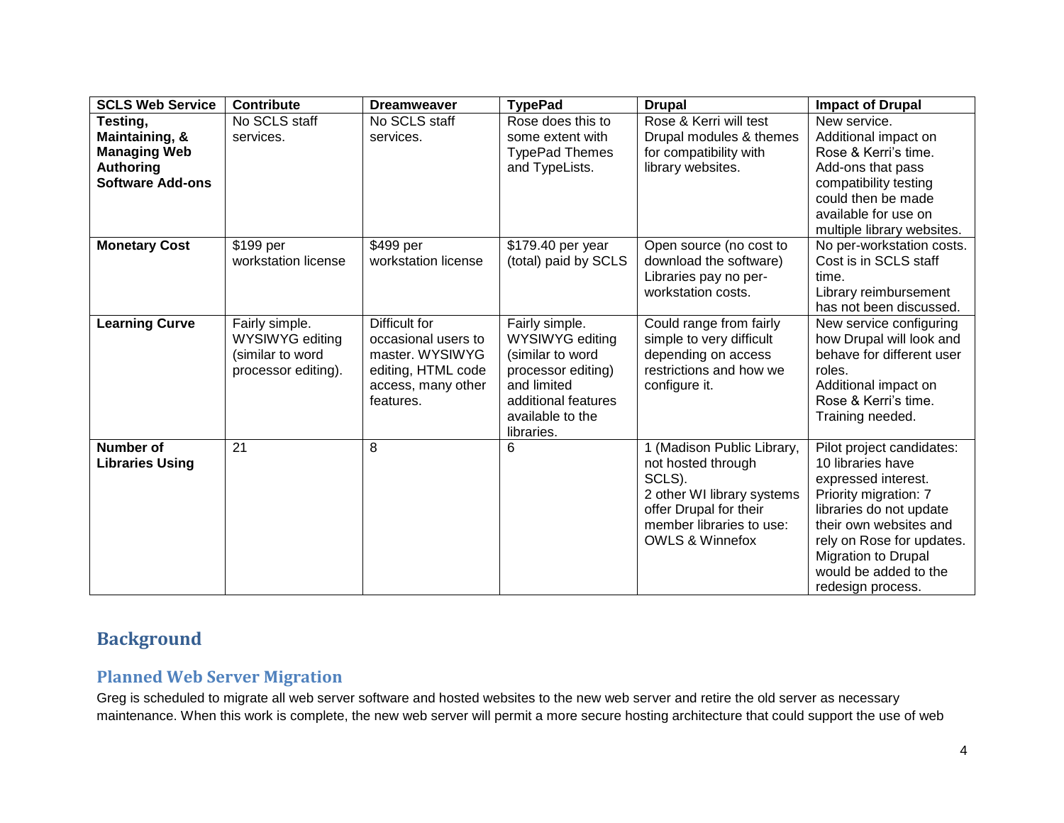| SCLS Web Service | Contribute | Dreamweaver | TypePad | Drupal | Impact of Drupal |
|---|---|---|---|---|---|
| **Testing, Maintaining, & Managing Web Authoring Software Add-ons** | No SCLS staff services. | No SCLS staff services. | Rose does this to some extent with TypePad Themes and TypeLists. | Rose & Kerri will test Drupal modules & themes for compatibility with library websites. | New service. Additional impact on Rose & Kerri's time. Add-ons that pass compatibility testing could then be made available for use on multiple library websites. |
| **Monetary Cost** | $199 per workstation license | $499 per workstation license | $179.40 per year (total) paid by SCLS | Open source (no cost to download the software) Libraries pay no per-workstation costs. | No per-workstation costs. Cost is in SCLS staff time. Library reimbursement has not been discussed. |
| **Learning Curve** | Fairly simple. WYSIWYG editing (similar to word processor editing). | Difficult for occasional users to master. WYSIWYG editing, HTML code access, many other features. | Fairly simple. WYSIWYG editing (similar to word processor editing) and limited additional features available to the libraries. | Could range from fairly simple to very difficult depending on access restrictions and how we configure it. | New service configuring how Drupal will look and behave for different user roles. Additional impact on Rose & Kerri's time. Training needed. |
| **Number of Libraries Using** | 21 | 8 | 6 | 1 (Madison Public Library, not hosted through SCLS). 2 other WI library systems offer Drupal for their member libraries to use: OWLS & Winnefox | Pilot project candidates: 10 libraries have expressed interest. Priority migration: 7 libraries do not update their own websites and rely on Rose for updates. Migration to Drupal would be added to the redesign process. |

# Background

## Planned Web Server Migration

Greg is scheduled to migrate all web server software and hosted websites to the new web server and retire the old server as necessary maintenance. When this work is complete, the new web server will permit a more secure hosting architecture that could support the use of web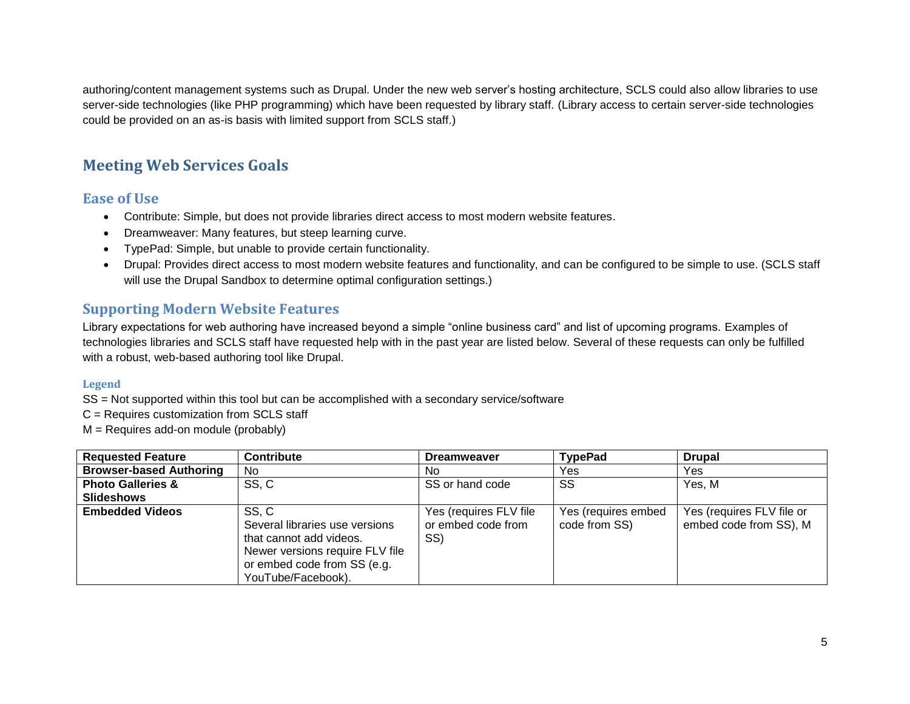authoring/content management systems such as Drupal. Under the new web server's hosting architecture, SCLS could also allow libraries to use server-side technologies (like PHP programming) which have been requested by library staff. (Library access to certain server-side technologies could be provided on an as-is basis with limited support from SCLS staff.)

## Meeting Web Services Goals

### Ease of Use

- Contribute: Simple, but does not provide libraries direct access to most modern website features.
- Dreamweaver: Many features, but steep learning curve.
- TypePad: Simple, but unable to provide certain functionality.
- Drupal: Provides direct access to most modern website features and functionality, and can be configured to be simple to use. (SCLS staff will use the Drupal Sandbox to determine optimal configuration settings.)

### Supporting Modern Website Features

Library expectations for web authoring have increased beyond a simple "online business card" and list of upcoming programs. Examples of technologies libraries and SCLS staff have requested help with in the past year are listed below. Several of these requests can only be fulfilled with a robust, web-based authoring tool like Drupal.

#### Legend

SS = Not supported within this tool but can be accomplished with a secondary service/software
C = Requires customization from SCLS staff
M = Requires add-on module (probably)

| Requested Feature | Contribute | Dreamweaver | TypePad | Drupal |
|---|---|---|---|---|
| **Browser-based Authoring** | No | No | Yes | Yes |
| **Photo Galleries & Slideshows** | SS, C | SS or hand code | SS | Yes, M |
| **Embedded Videos** | SS, C<br>Several libraries use versions that cannot add videos.<br>Newer versions require FLV file or embed code from SS (e.g. YouTube/Facebook). | Yes (requires FLV file or embed code from SS) | Yes (requires embed code from SS) | Yes (requires FLV file or embed code from SS), M |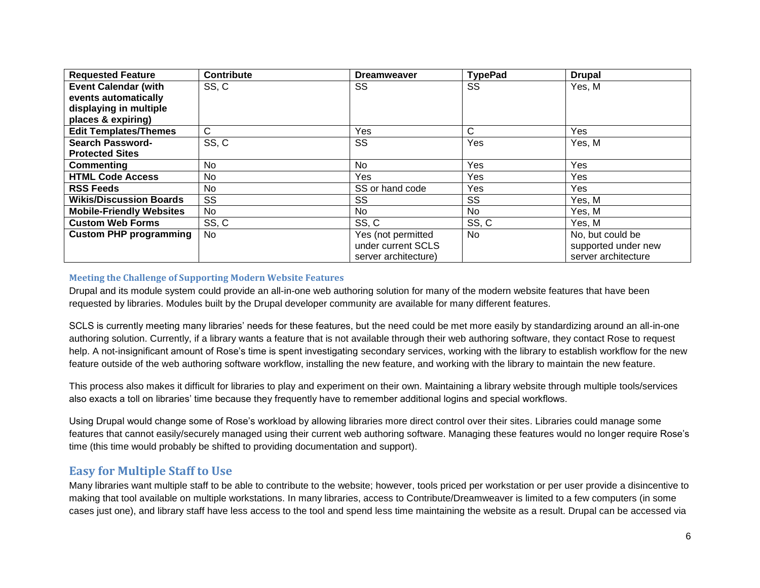| Requested Feature | Contribute | Dreamweaver | TypePad | Drupal |
|---|---|---|---|---|
| **Event Calendar (with events automatically displaying in multiple places & expiring)** | SS, C | SS | SS | Yes, M |
| **Edit Templates/Themes** | C | Yes | C | Yes |
| **Search Password-Protected Sites** | SS, C | SS | Yes | Yes, M |
| **Commenting** | No | No | Yes | Yes |
| **HTML Code Access** | No | Yes | Yes | Yes |
| **RSS Feeds** | No | SS or hand code | Yes | Yes |
| **Wikis/Discussion Boards** | SS | SS | SS | Yes, M |
| **Mobile-Friendly Websites** | No | No | No | Yes, M |
| **Custom Web Forms** | SS, C | SS, C | SS, C | Yes, M |
| **Custom PHP programming** | No | Yes (not permitted under current SCLS server architecture) | No | No, but could be supported under new server architecture |

#### Meeting the Challenge of Supporting Modern Website Features

Drupal and its module system could provide an all-in-one web authoring solution for many of the modern website features that have been requested by libraries. Modules built by the Drupal developer community are available for many different features.

SCLS is currently meeting many libraries' needs for these features, but the need could be met more easily by standardizing around an all-in-one authoring solution. Currently, if a library wants a feature that is not available through their web authoring software, they contact Rose to request help. A not-insignificant amount of Rose's time is spent investigating secondary services, working with the library to establish workflow for the new feature outside of the web authoring software workflow, installing the new feature, and working with the library to maintain the new feature.

This process also makes it difficult for libraries to play and experiment on their own. Maintaining a library website through multiple tools/services also exacts a toll on libraries' time because they frequently have to remember additional logins and special workflows.

Using Drupal would change some of Rose's workload by allowing libraries more direct control over their sites. Libraries could manage some features that cannot easily/securely managed using their current web authoring software. Managing these features would no longer require Rose's time (this time would probably be shifted to providing documentation and support).

### Easy for Multiple Staff to Use

Many libraries want multiple staff to be able to contribute to the website; however, tools priced per workstation or per user provide a disincentive to making that tool available on multiple workstations. In many libraries, access to Contribute/Dreamweaver is limited to a few computers (in some cases just one), and library staff have less access to the tool and spend less time maintaining the website as a result. Drupal can be accessed via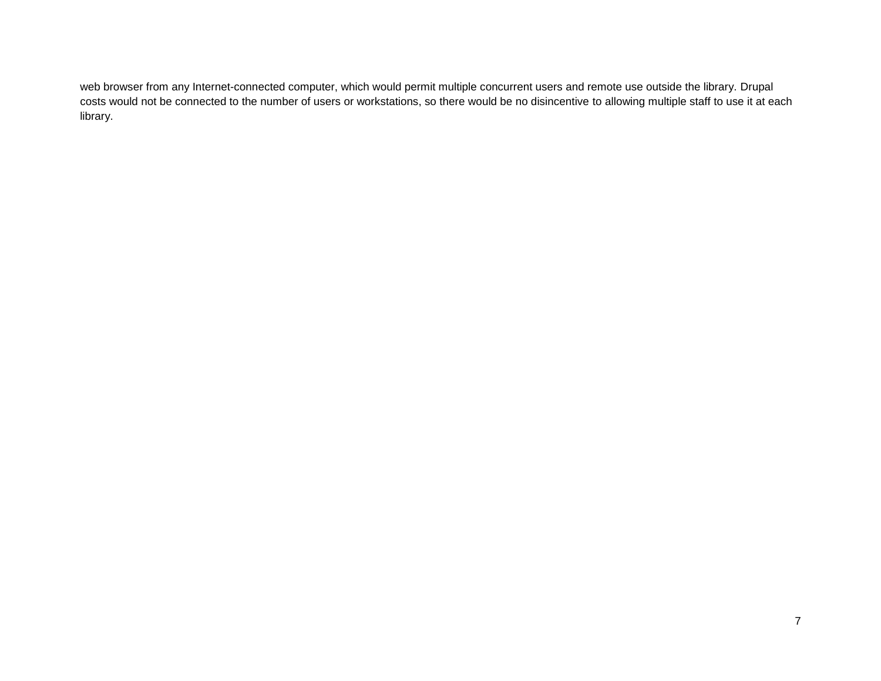web browser from any Internet-connected computer, which would permit multiple concurrent users and remote use outside the library. Drupal costs would not be connected to the number of users or workstations, so there would be no disincentive to allowing multiple staff to use it at each library.